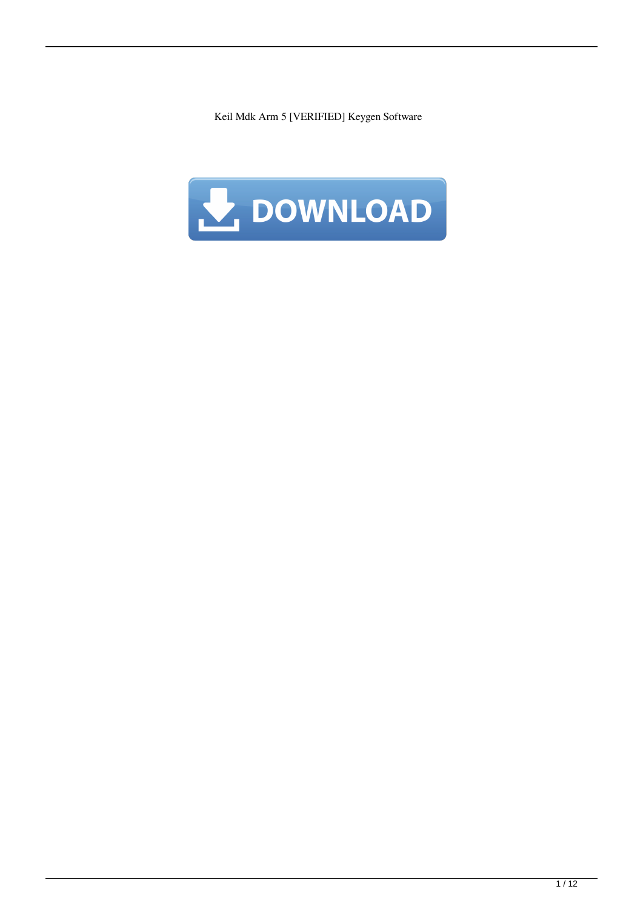Keil Mdk Arm 5 [VERIFIED] Keygen Software

DOWNLOAD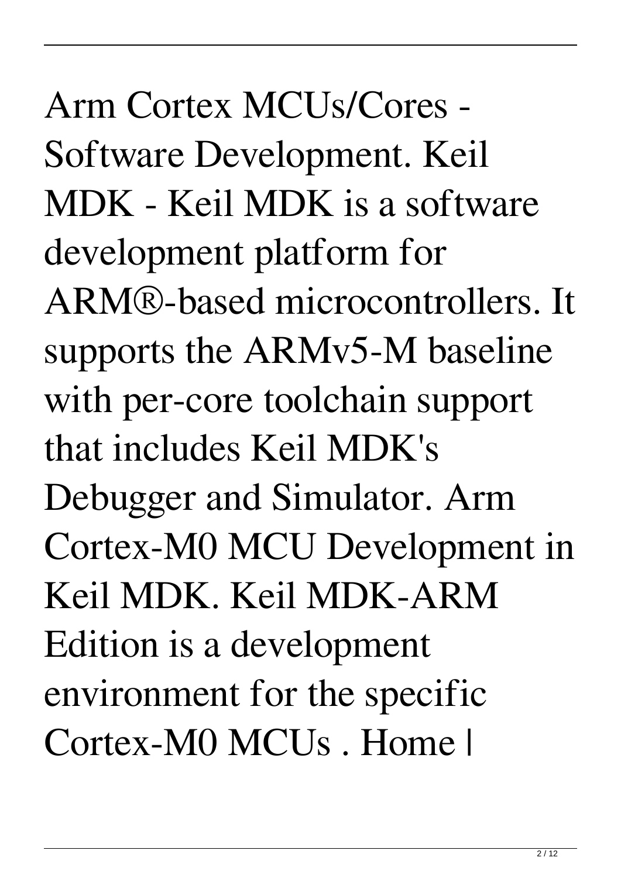Arm Cortex MCUs/Cores - Software Development. Keil MDK - Keil MDK is a software development platform for ARM®-based microcontrollers. It supports the ARMv5-M baseline with per-core toolchain support that includes Keil MDK's Debugger and Simulator. Arm Cortex-M0 MCU Development in Keil MDK. Keil MDK-ARM Edition is a development environment for the specific Cortex-M0 MCUs . Home |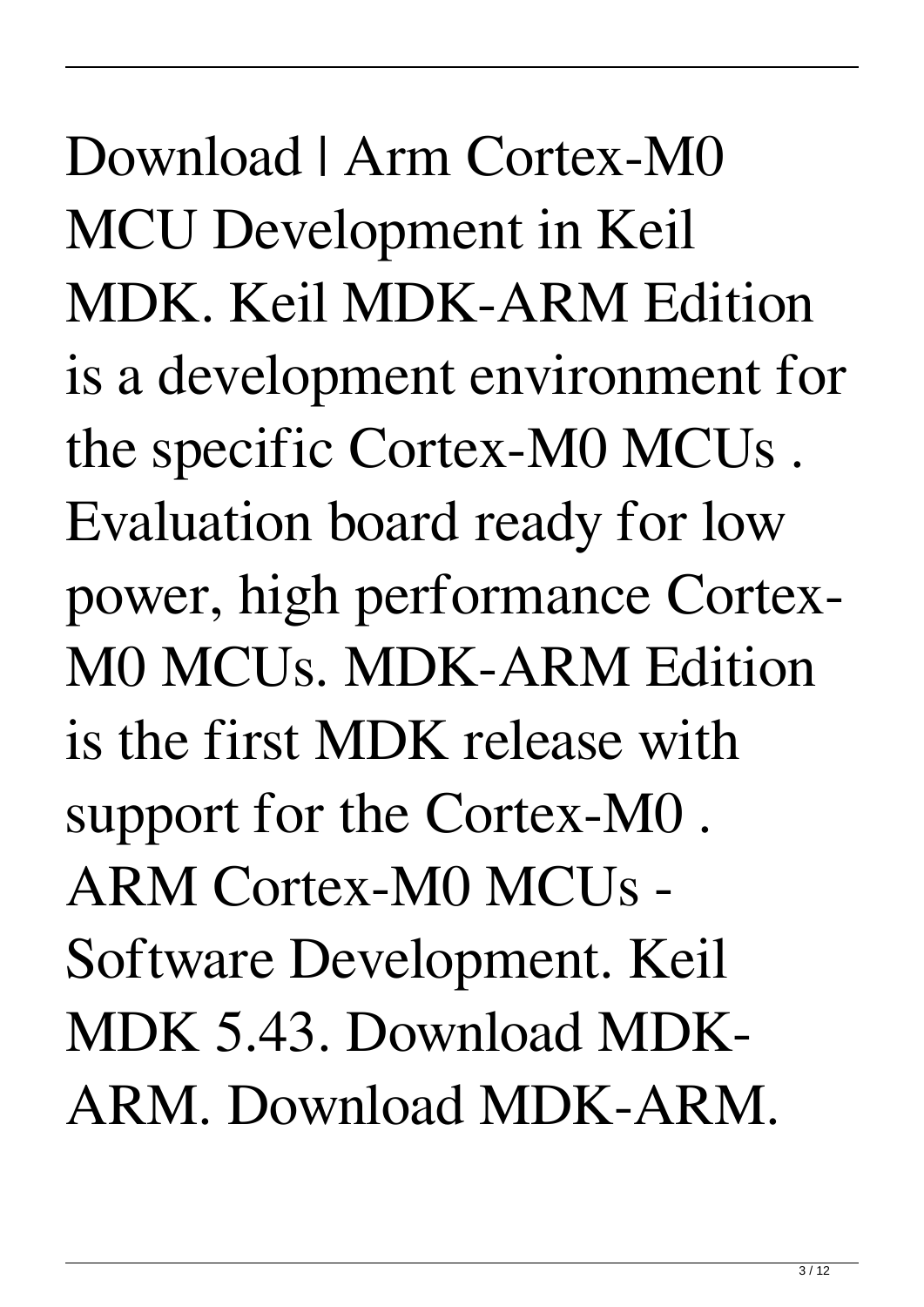Download | Arm Cortex-M0 MCU Development in Keil MDK. Keil MDK-ARM Edition is a development environment for the specific Cortex-M0 MCUs . Evaluation board ready for low power, high performance Cortex-M0 MCUs. MDK-ARM Edition is the first MDK release with support for the Cortex-M0 . ARM Cortex-M0 MCUs - Software Development. Keil MDK 5.43. Download MDK-ARM. Download MDK-ARM.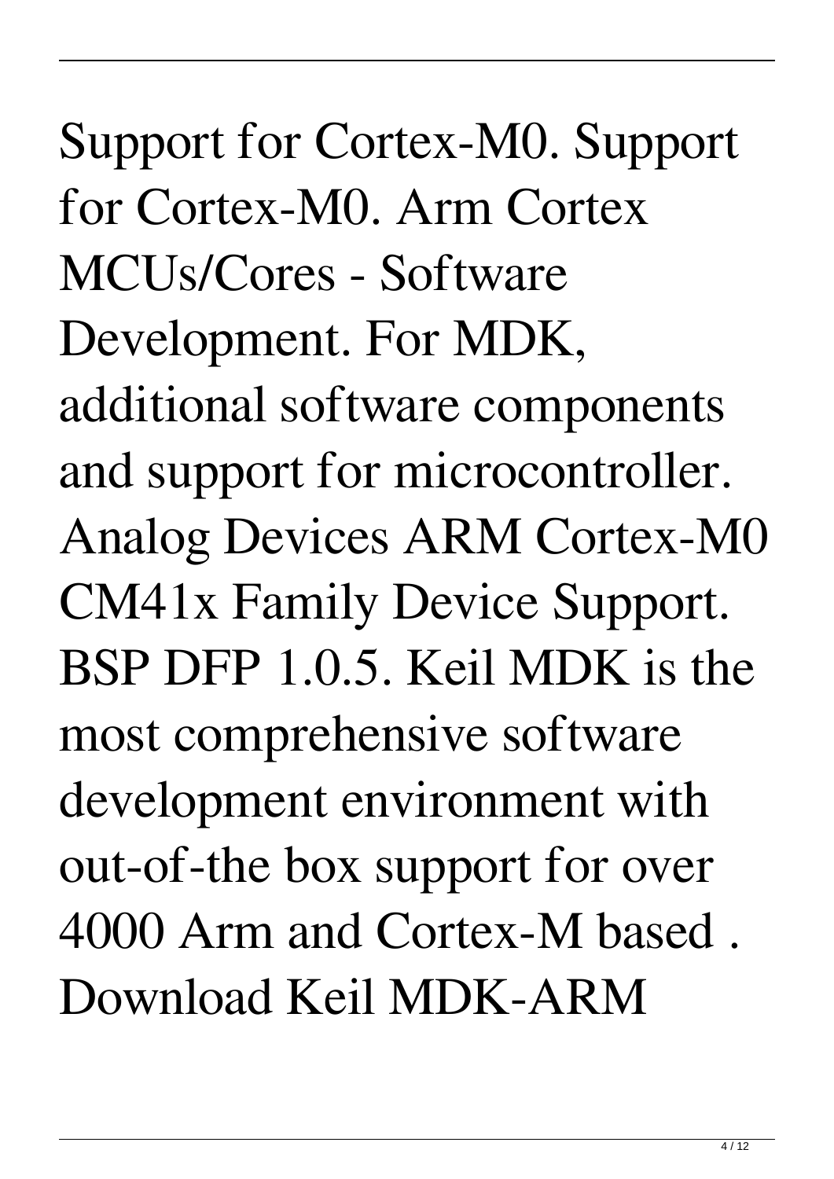Support for Cortex-M0. Support for Cortex-M0. Arm Cortex MCUs/Cores - Software Development. For MDK, additional software components and support for microcontroller. Analog Devices ARM Cortex-M0 CM41x Family Device Support. BSP DFP 1.0.5. Keil MDK is the most comprehensive software development environment with out-of-the box support for over 4000 Arm and Cortex-M based . Download Keil MDK-ARM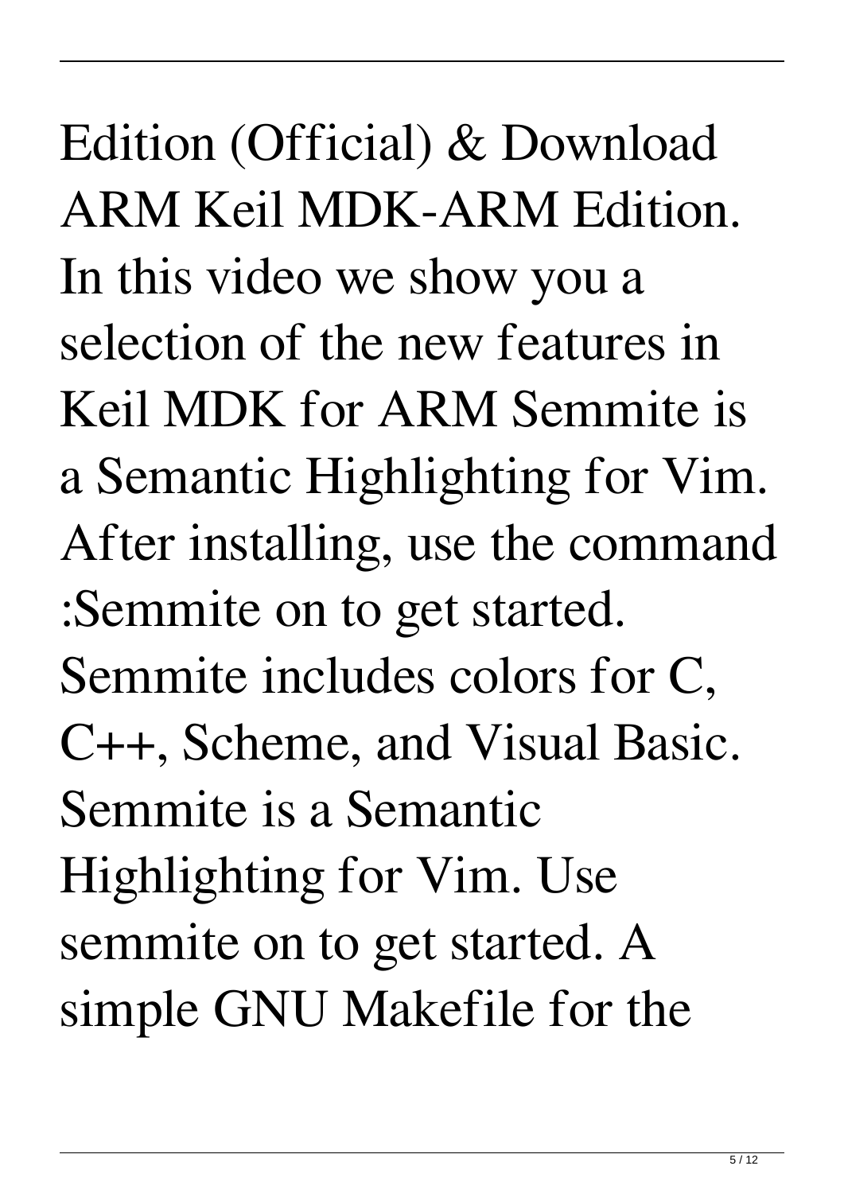Edition (Official) & Download ARM Keil MDK-ARM Edition. In this video we show you a selection of the new features in Keil MDK for ARM Semmite is a Semantic Highlighting for Vim. After installing, use the command :Semmite on to get started. Semmite includes colors for C, C++, Scheme, and Visual Basic. Semmite is a Semantic Highlighting for Vim. Use semmite on to get started. A simple GNU Makefile for the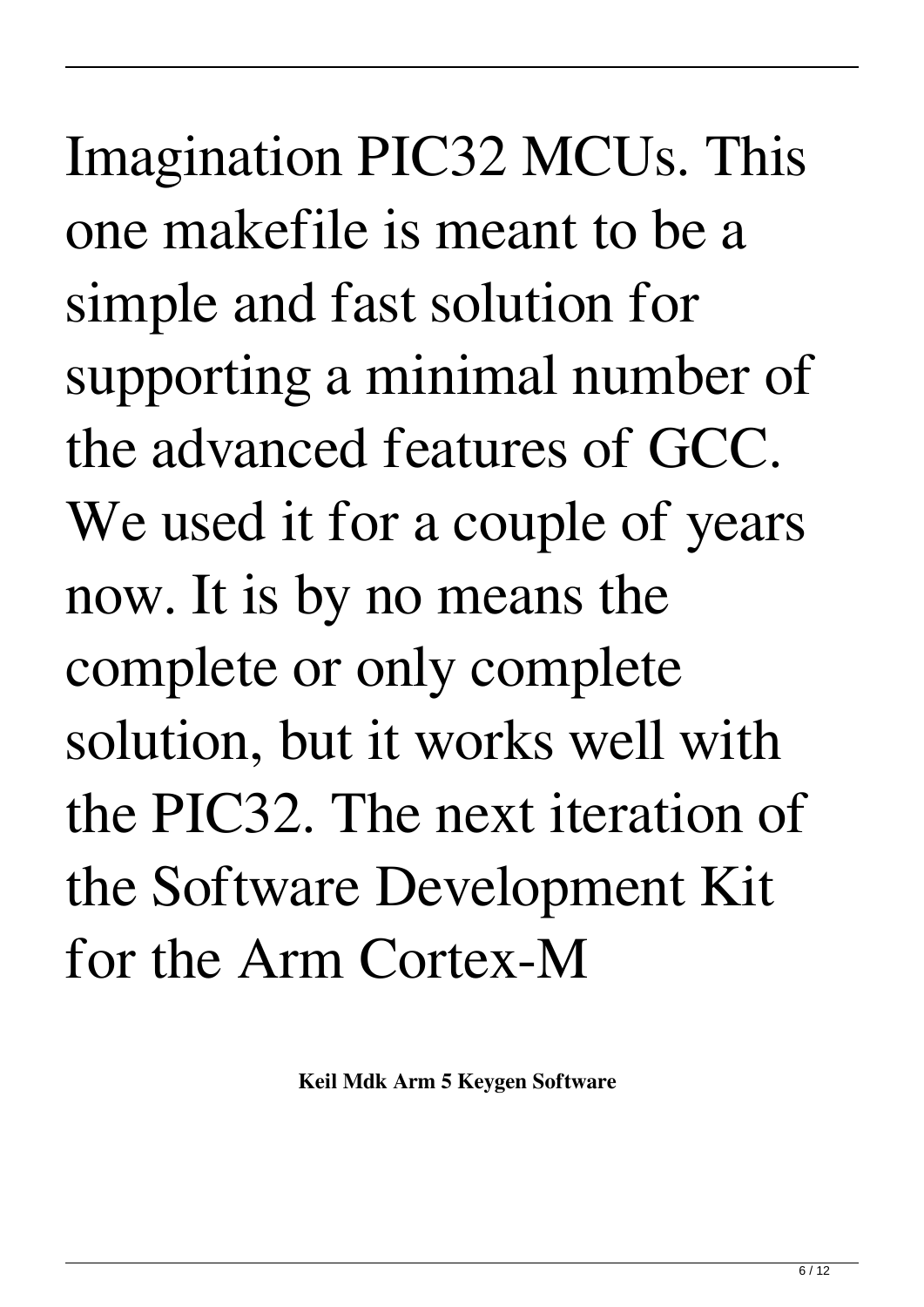Imagination PIC32 MCUs. This one makefile is meant to be a simple and fast solution for supporting a minimal number of the advanced features of GCC. We used it for a couple of years now. It is by no means the complete or only complete solution, but it works well with the PIC32. The next iteration of the Software Development Kit for the Arm Cortex-M

**Keil Mdk Arm 5 Keygen Software**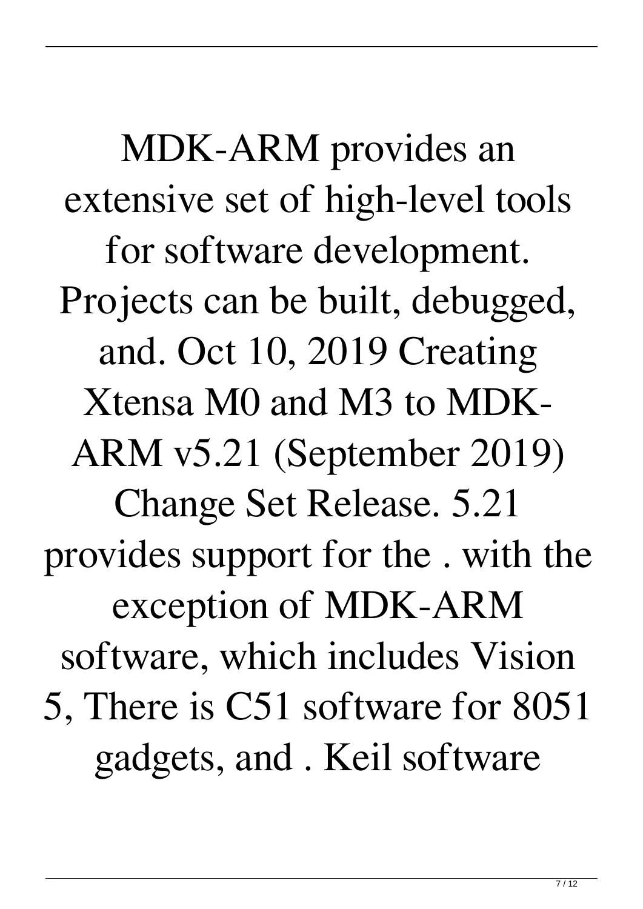MDK-ARM provides an extensive set of high-level tools for software development. Projects can be built, debugged, and. Oct 10, 2019 Creating Xtensa M0 and M3 to MDK-ARM v5.21 (September 2019) Change Set Release. 5.21 provides support for the . with the exception of MDK-ARM software, which includes Vision 5, There is C51 software for 8051 gadgets, and . Keil software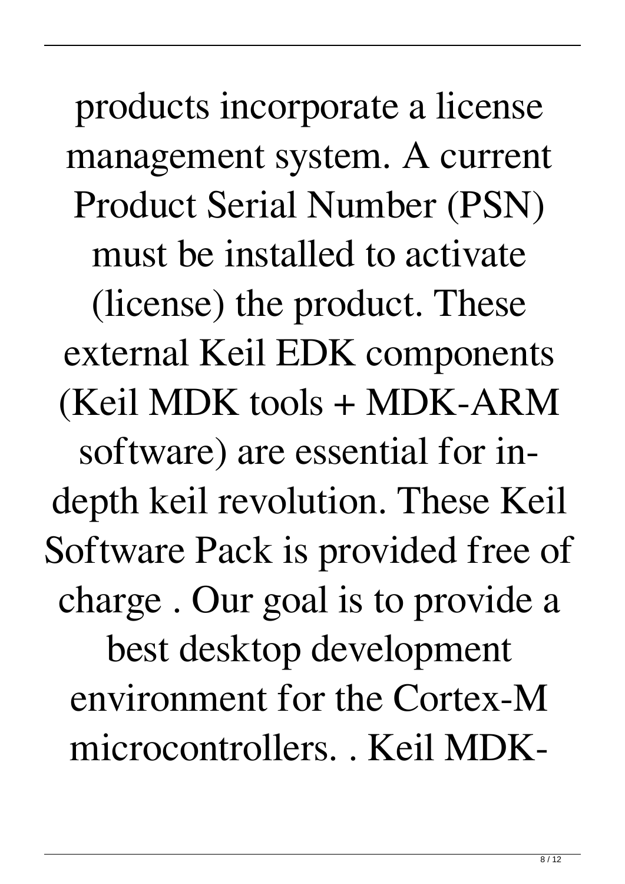products incorporate a license management system. A current Product Serial Number (PSN) must be installed to activate (license) the product. These external Keil EDK components (Keil MDK tools + MDK-ARM software) are essential for in-depth keil revolution. These Keil Software Pack is provided free of charge . Our goal is to provide a best desktop development environment for the Cortex-M microcontrollers. . Keil MDK-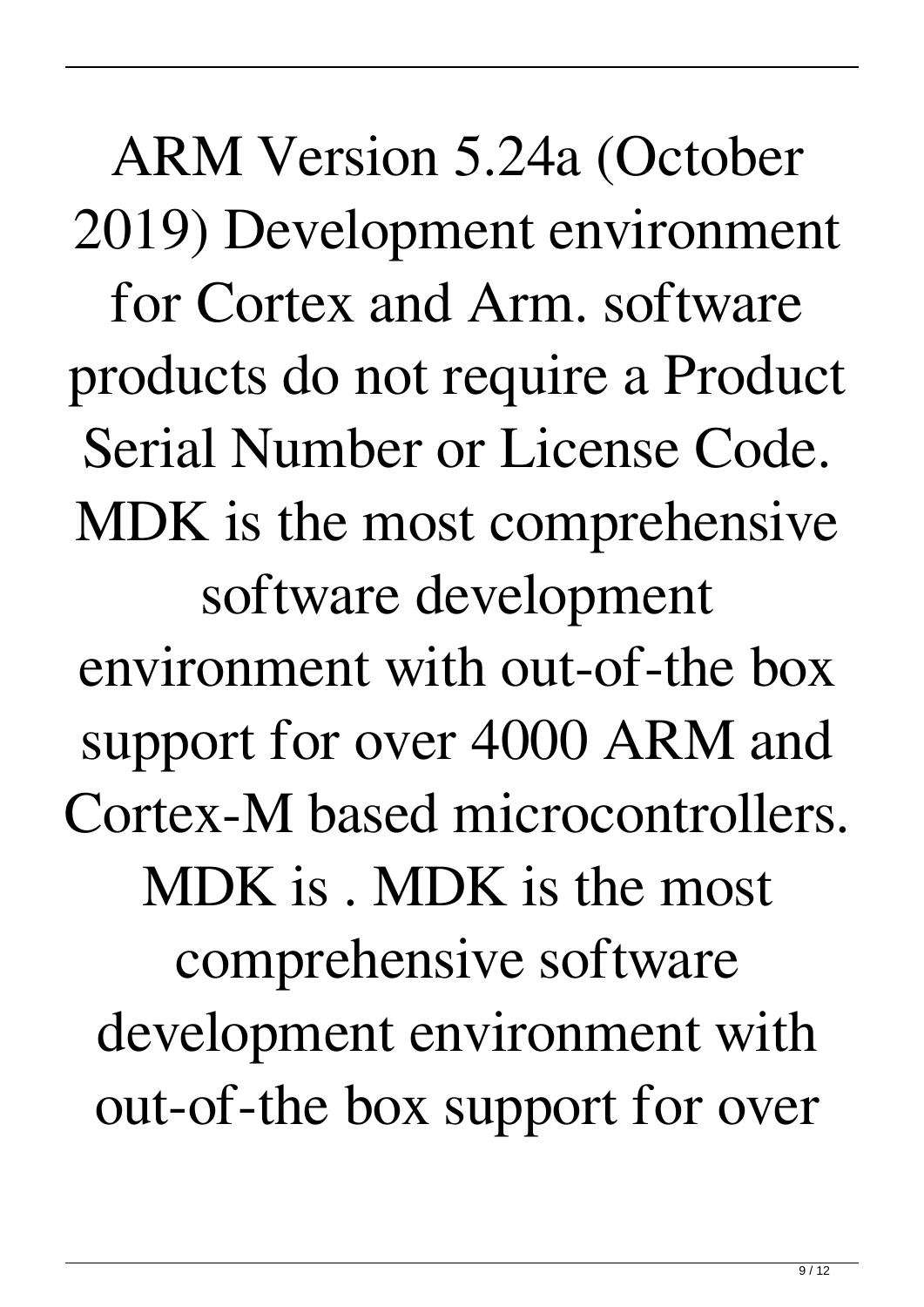ARM Version 5.24a (October 2019) Development environment for Cortex and Arm. software products do not require a Product Serial Number or License Code. MDK is the most comprehensive software development environment with out-of-the box support for over 4000 ARM and Cortex-M based microcontrollers. MDK is . MDK is the most comprehensive software development environment with out-of-the box support for over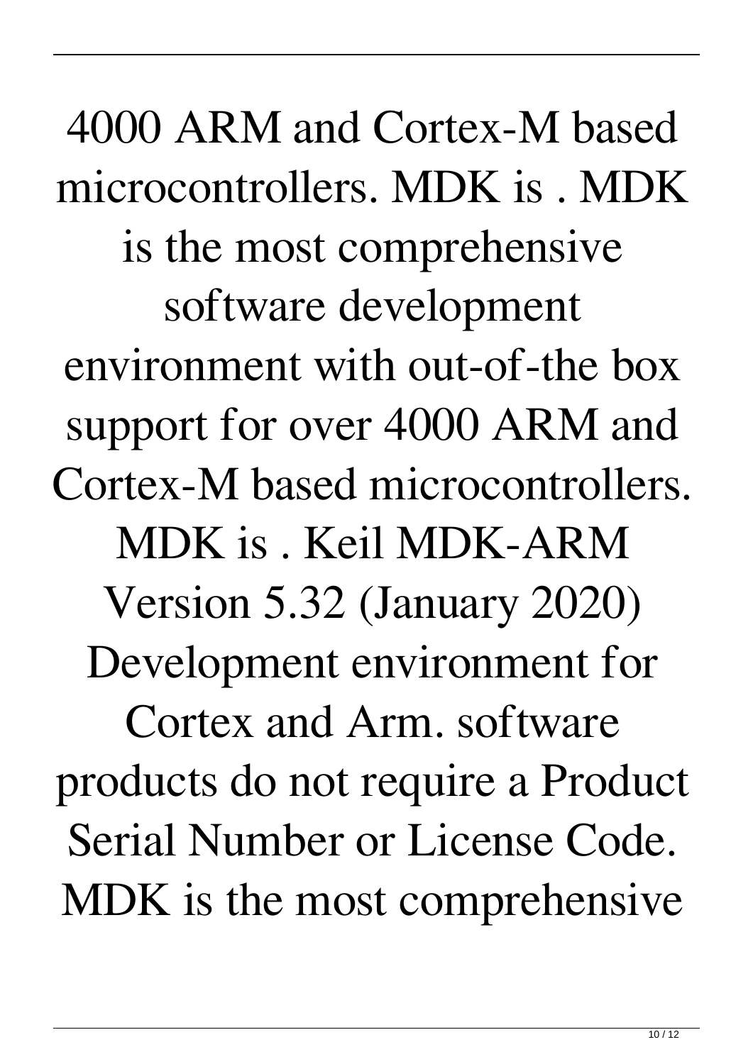4000 ARM and Cortex-M based microcontrollers. MDK is . MDK is the most comprehensive software development environment with out-of-the box support for over 4000 ARM and Cortex-M based microcontrollers. MDK is . Keil MDK-ARM Version 5.32 (January 2020) Development environment for Cortex and Arm. software products do not require a Product Serial Number or License Code. MDK is the most comprehensive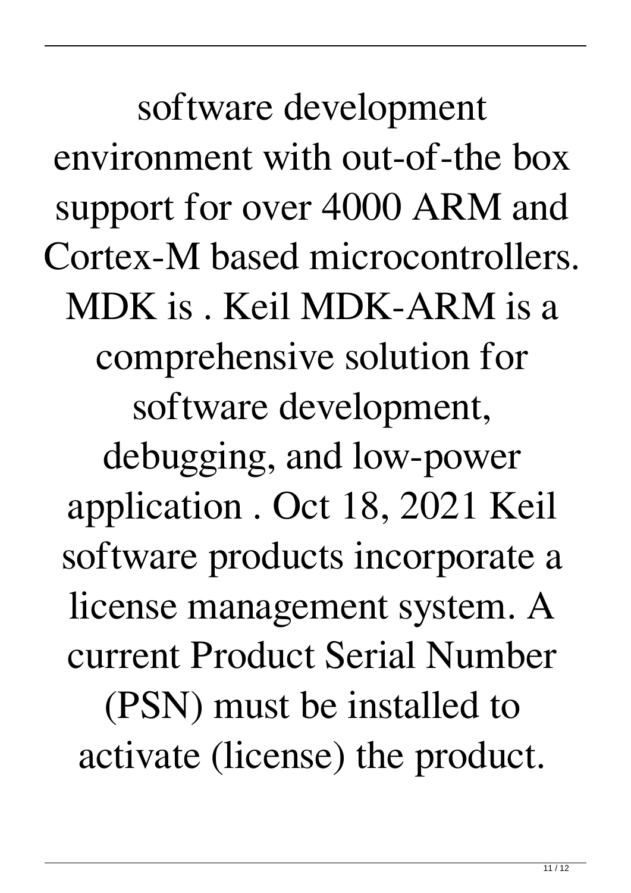software development environment with out-of-the box support for over 4000 ARM and Cortex-M based microcontrollers. MDK is . Keil MDK-ARM is a comprehensive solution for software development, debugging, and low-power application . Oct 18, 2021 Keil software products incorporate a license management system. A current Product Serial Number (PSN) must be installed to activate (license) the product.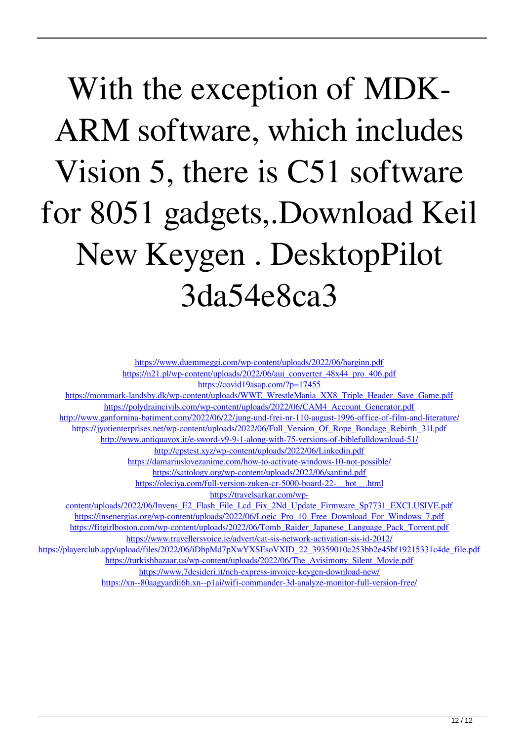# With the exception of MDK-ARM software, which includes Vision 5, there is C51 software for 8051 gadgets,.Download Keil New Keygen . DesktopPilot 3da54e8ca3

https://www.duemmeggi.com/wp-content/uploads/2022/06/harginn.pdf
https://n21.pl/wp-content/uploads/2022/06/aui_converter_48x44_pro_406.pdf
https://covid19asap.com/?p=17455
https://mommark-landsby.dk/wp-content/uploads/WWE_WrestleMania_XX8_Triple_Header_Save_Game.pdf
https://polydraincivils.com/wp-content/uploads/2022/06/CAM4_Account_Generator.pdf
http://www.ganfornina-batiment.com/2022/06/22/jung-und-frei-nr-110-august-1996-office-of-film-and-literature/
https://jyotienterprises.net/wp-content/uploads/2022/06/Full_Version_Of_Rope_Bondage_Rebirth_311.pdf
http://www.antiquavox.it/e-sword-v9-9-1-along-with-75-versions-of-biblefulldownload-51/
http://cpstest.xyz/wp-content/uploads/2022/06/Linkedin.pdf
https://damariuslovezanime.com/how-to-activate-windows-10-not-possible/
https://sattology.org/wp-content/uploads/2022/06/santind.pdf
https://oleciya.com/full-version-zuken-cr-5000-board-22-__hot__.html
https://travelsarkar.com/wp-content/uploads/2022/06/Invens_E2_Flash_File_Lcd_Fix_2Nd_Update_Firmware_Sp7731_EXCLUSIVE.pdf
https://insenergias.org/wp-content/uploads/2022/06/Logic_Pro_10_Free_Download_For_Windows_7.pdf
https://fitgirlboston.com/wp-content/uploads/2022/06/Tomb_Raider_Japanese_Language_Pack_Torrent.pdf
https://www.travellersvoice.ie/advert/cat-sis-network-activation-sis-id-2012/
https://playerclub.app/upload/files/2022/06/iDbpMd7pXwYXSEsoVXID_22_39359010c253bb2e45bf19215331c4de_file.pdf
https://turkishbazaar.us/wp-content/uploads/2022/06/The_Avisimony_Silent_Movie.pdf
https://www.7desideri.it/nch-express-invoice-keygen-download-new/
https://xn--80aagyardii6h.xn--p1ai/wifi-commander-3d-analyze-monitor-full-version-free/